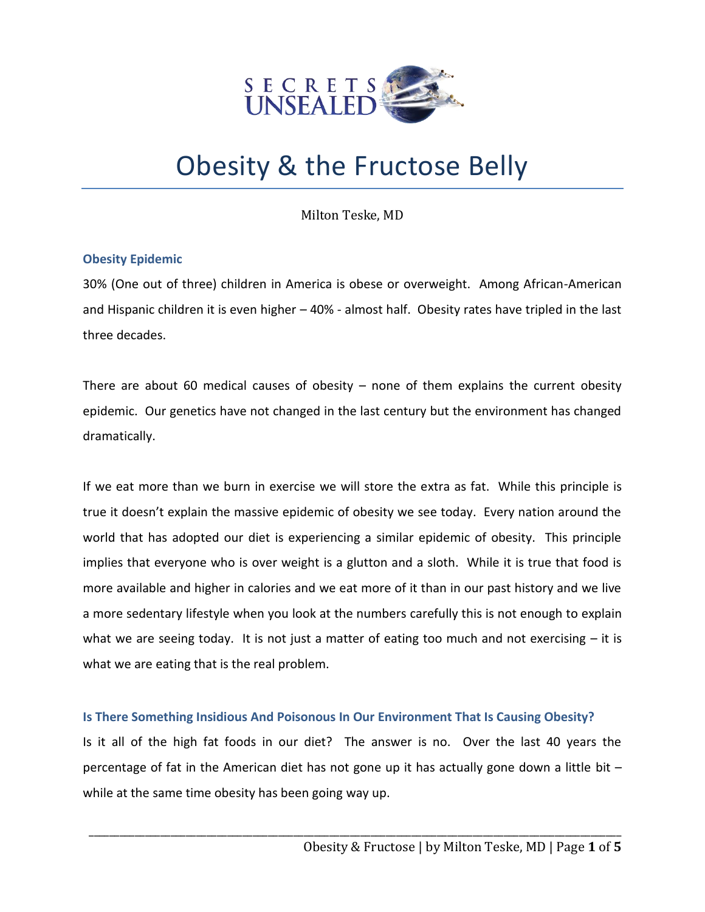# Obesity & the Fructose Belly

Milton Teske, MD

## Obesity Epidemic

30% (One out of three) children in America is obese or overweight. Among African-American and Hispanic children it is even higher – 40% - almost half. Obesity rates have tripled in the last three decades.

There are about 60 medical causes of obesity – none of them explains the current obesity epidemic. Our genetics have not changed in the last century but the environment has changed dramatically.

If we eat more than we burn in exercise we will store the extra as fat. While this principle is true it doesn't explain the massive epidemic of obesity we see today. Every nation around the world that has adopted our diet is experiencing a similar epidemic of obesity. This principle implies that everyone who is over weight is a glutton and a sloth. While it is true that food is more available and higher in calories and we eat more of it than in our past history and we live a more sedentary lifestyle when you look at the numbers carefully this is not enough to explain what we are seeing today. It is not just a matter of eating too much and not exercising – it is what we are eating that is the real problem.

## Is There Something Insidious And Poisonous In Our Environment That Is Causing Obesity?

Is it all of the high fat foods in our diet? The answer is no. Over the last 40 years the percentage of fat in the American diet has not gone up it has actually gone down a little bit – while at the same time obesity has been going way up.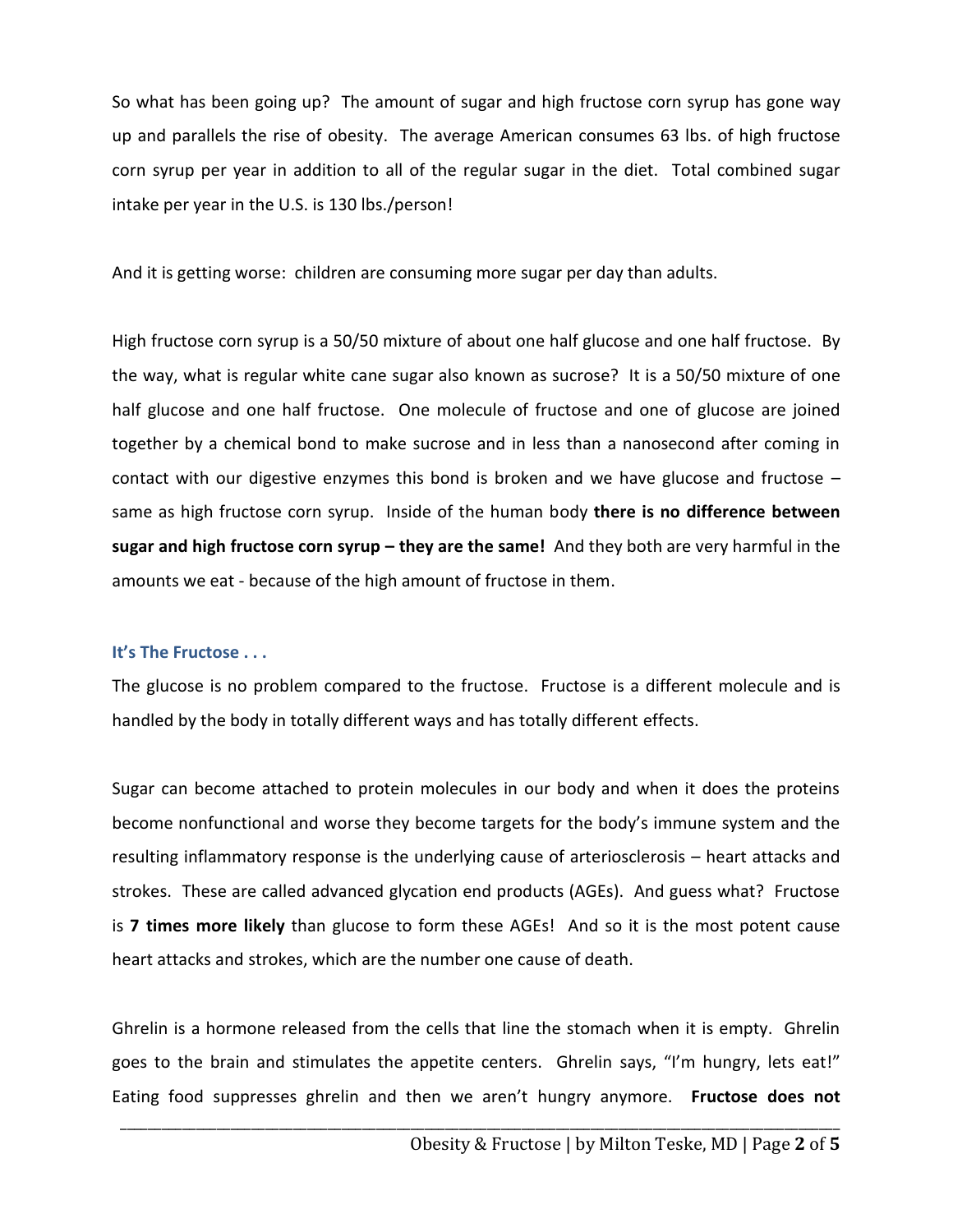So what has been going up? The amount of sugar and high fructose corn syrup has gone way up and parallels the rise of obesity. The average American consumes 63 lbs. of high fructose corn syrup per year in addition to all of the regular sugar in the diet. Total combined sugar intake per year in the U.S. is 130 lbs./person!

And it is getting worse: children are consuming more sugar per day than adults.

High fructose corn syrup is a 50/50 mixture of about one half glucose and one half fructose. By the way, what is regular white cane sugar also known as sucrose? It is a 50/50 mixture of one half glucose and one half fructose. One molecule of fructose and one of glucose are joined together by a chemical bond to make sucrose and in less than a nanosecond after coming in contact with our digestive enzymes this bond is broken and we have glucose and fructose – same as high fructose corn syrup. Inside of the human body **there is no difference between sugar and high fructose corn syrup – they are the same!** And they both are very harmful in the amounts we eat - because of the high amount of fructose in them.

### It's The Fructose . . .

The glucose is no problem compared to the fructose. Fructose is a different molecule and is handled by the body in totally different ways and has totally different effects.

Sugar can become attached to protein molecules in our body and when it does the proteins become nonfunctional and worse they become targets for the body's immune system and the resulting inflammatory response is the underlying cause of arteriosclerosis – heart attacks and strokes. These are called advanced glycation end products (AGEs). And guess what? Fructose is **7 times more likely** than glucose to form these AGEs! And so it is the most potent cause heart attacks and strokes, which are the number one cause of death.

Ghrelin is a hormone released from the cells that line the stomach when it is empty. Ghrelin goes to the brain and stimulates the appetite centers. Ghrelin says, "I'm hungry, lets eat!" Eating food suppresses ghrelin and then we aren't hungry anymore. **Fructose does not**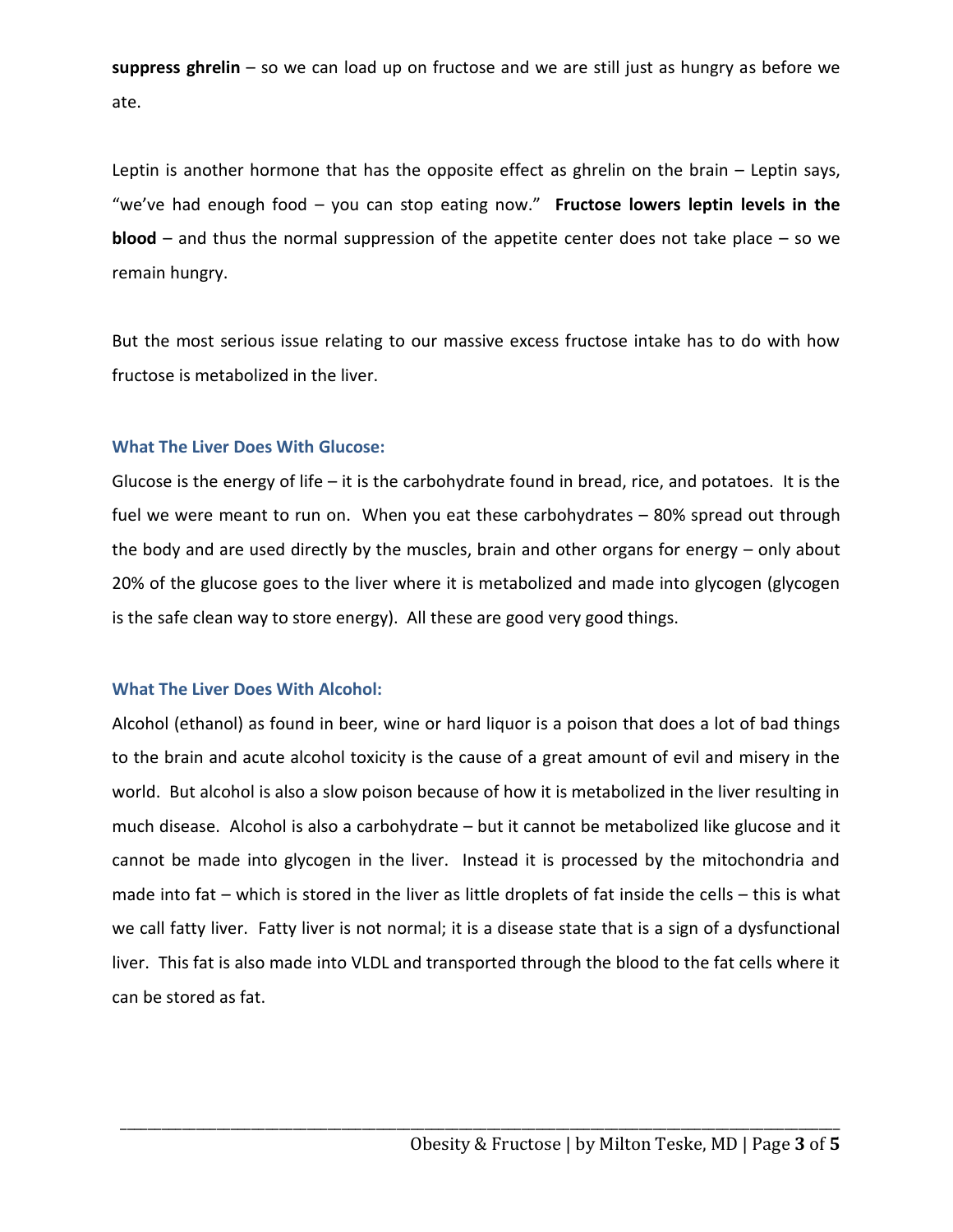**suppress ghrelin** – so we can load up on fructose and we are still just as hungry as before we ate.

Leptin is another hormone that has the opposite effect as ghrelin on the brain – Leptin says, "we've had enough food – you can stop eating now." **Fructose lowers leptin levels in the blood** – and thus the normal suppression of the appetite center does not take place – so we remain hungry.

But the most serious issue relating to our massive excess fructose intake has to do with how fructose is metabolized in the liver.

### What The Liver Does With Glucose:

Glucose is the energy of life – it is the carbohydrate found in bread, rice, and potatoes. It is the fuel we were meant to run on. When you eat these carbohydrates – 80% spread out through the body and are used directly by the muscles, brain and other organs for energy – only about 20% of the glucose goes to the liver where it is metabolized and made into glycogen (glycogen is the safe clean way to store energy). All these are good very good things.

### What The Liver Does With Alcohol:

Alcohol (ethanol) as found in beer, wine or hard liquor is a poison that does a lot of bad things to the brain and acute alcohol toxicity is the cause of a great amount of evil and misery in the world. But alcohol is also a slow poison because of how it is metabolized in the liver resulting in much disease. Alcohol is also a carbohydrate – but it cannot be metabolized like glucose and it cannot be made into glycogen in the liver. Instead it is processed by the mitochondria and made into fat – which is stored in the liver as little droplets of fat inside the cells – this is what we call fatty liver. Fatty liver is not normal; it is a disease state that is a sign of a dysfunctional liver. This fat is also made into VLDL and transported through the blood to the fat cells where it can be stored as fat.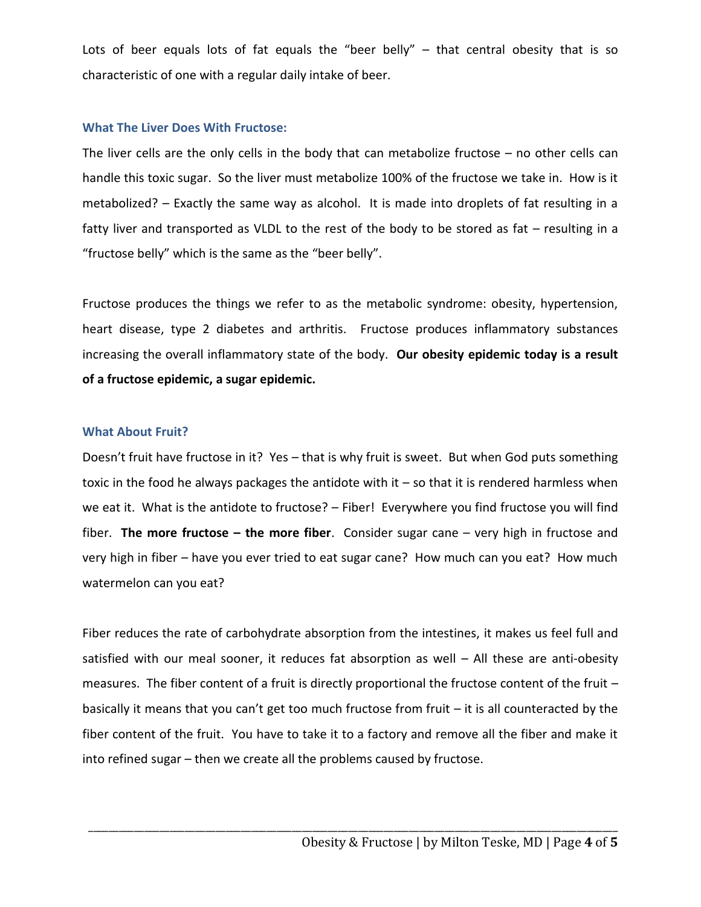Lots of beer equals lots of fat equals the "beer belly" – that central obesity that is so characteristic of one with a regular daily intake of beer.

### What The Liver Does With Fructose:

The liver cells are the only cells in the body that can metabolize fructose – no other cells can handle this toxic sugar. So the liver must metabolize 100% of the fructose we take in. How is it metabolized? – Exactly the same way as alcohol. It is made into droplets of fat resulting in a fatty liver and transported as VLDL to the rest of the body to be stored as fat – resulting in a "fructose belly" which is the same as the "beer belly".

Fructose produces the things we refer to as the metabolic syndrome: obesity, hypertension, heart disease, type 2 diabetes and arthritis. Fructose produces inflammatory substances increasing the overall inflammatory state of the body. **Our obesity epidemic today is a result of a fructose epidemic, a sugar epidemic.**

### What About Fruit?

Doesn't fruit have fructose in it? Yes – that is why fruit is sweet. But when God puts something toxic in the food he always packages the antidote with it – so that it is rendered harmless when we eat it. What is the antidote to fructose? – Fiber! Everywhere you find fructose you will find fiber. **The more fructose – the more fiber**. Consider sugar cane – very high in fructose and very high in fiber – have you ever tried to eat sugar cane? How much can you eat? How much watermelon can you eat?

Fiber reduces the rate of carbohydrate absorption from the intestines, it makes us feel full and satisfied with our meal sooner, it reduces fat absorption as well – All these are anti-obesity measures. The fiber content of a fruit is directly proportional the fructose content of the fruit – basically it means that you can't get too much fructose from fruit – it is all counteracted by the fiber content of the fruit. You have to take it to a factory and remove all the fiber and make it into refined sugar – then we create all the problems caused by fructose.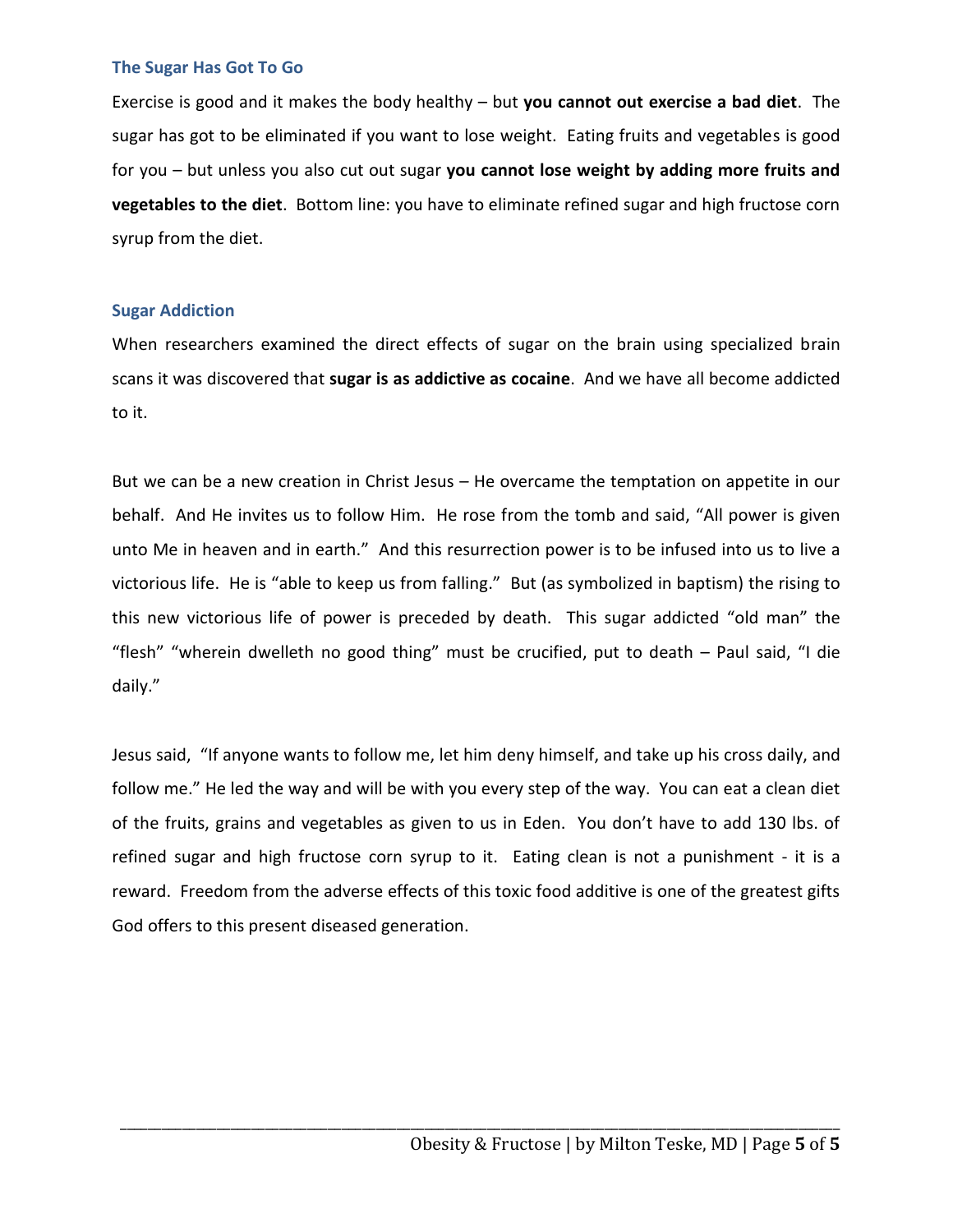### The Sugar Has Got To Go

Exercise is good and it makes the body healthy – but **you cannot out exercise a bad diet**. The sugar has got to be eliminated if you want to lose weight. Eating fruits and vegetables is good for you – but unless you also cut out sugar **you cannot lose weight by adding more fruits and vegetables to the diet**. Bottom line: you have to eliminate refined sugar and high fructose corn syrup from the diet.

### Sugar Addiction

When researchers examined the direct effects of sugar on the brain using specialized brain scans it was discovered that **sugar is as addictive as cocaine**. And we have all become addicted to it.

But we can be a new creation in Christ Jesus – He overcame the temptation on appetite in our behalf. And He invites us to follow Him. He rose from the tomb and said, "All power is given unto Me in heaven and in earth." And this resurrection power is to be infused into us to live a victorious life. He is "able to keep us from falling." But (as symbolized in baptism) the rising to this new victorious life of power is preceded by death. This sugar addicted "old man" the "flesh" "wherein dwelleth no good thing" must be crucified, put to death – Paul said, "I die daily."

Jesus said, "If anyone wants to follow me, let him deny himself, and take up his cross daily, and follow me." He led the way and will be with you every step of the way. You can eat a clean diet of the fruits, grains and vegetables as given to us in Eden. You don't have to add 130 lbs. of refined sugar and high fructose corn syrup to it. Eating clean is not a punishment - it is a reward. Freedom from the adverse effects of this toxic food additive is one of the greatest gifts God offers to this present diseased generation.